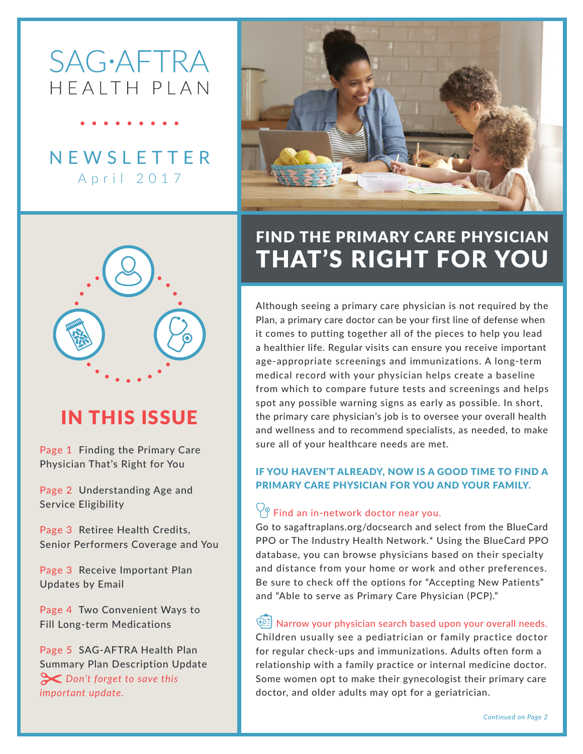# SAG·AFTRA HEALTH PLAN

## NEWSLETTER

April 2017

## IN THIS ISSUE

Page 1 Finding the Primary Care Physician That's Right for You

Page 2 Understanding Age and Service Eligibility

Page 3 Retiree Health Credits, Senior Performers Coverage and You

Page 3 Receive Important Plan Updates by Email

Page 4 Two Convenient Ways to Fill Long-term Medications

Page 5 SAG-AFTRA Health Plan Summary Plan Description Update

*Don't forget to save this important update.*

# FIND THE PRIMARY CARE PHYSICIAN THAT'S RIGHT FOR YOU

Although seeing a primary care physician is not required by the Plan, a primary care doctor can be your first line of defense when it comes to putting together all of the pieces to help you lead a healthier life. Regular visits can ensure you receive important age-appropriate screenings and immunizations. A long-term medical record with your physician helps create a baseline from which to compare future tests and screenings and helps spot any possible warning signs as early as possible. In short, the primary care physician's job is to oversee your overall health and wellness and to recommend specialists, as needed, to make sure all of your healthcare needs are met.

### IF YOU HAVEN'T ALREADY, NOW IS A GOOD TIME TO FIND A PRIMARY CARE PHYSICIAN FOR YOU AND YOUR FAMILY.

**Find an in-network doctor near you.**

Go to sagaftraplans.org/docsearch and select from the BlueCard PPO or The Industry Health Network.* Using the BlueCard PPO database, you can browse physicians based on their specialty and distance from your home or work and other preferences. Be sure to check off the options for "Accepting New Patients" and "Able to serve as Primary Care Physician (PCP)."

**Narrow your physician search based upon your overall needs.**

Children usually see a pediatrician or family practice doctor for regular check-ups and immunizations. Adults often form a relationship with a family practice or internal medicine doctor. Some women opt to make their gynecologist their primary care doctor, and older adults may opt for a geriatrician.

*Continued on Page 2*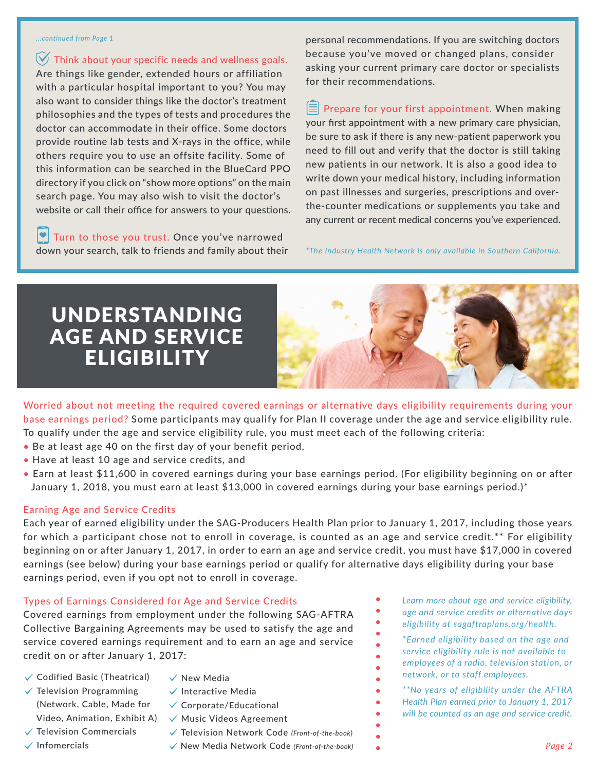*...continued from Page 1*

**Think about your specific needs and wellness goals.** Are things like gender, extended hours or affiliation with a particular hospital important to you? You may also want to consider things like the doctor's treatment philosophies and the types of tests and procedures the doctor can accommodate in their office. Some doctors provide routine lab tests and X-rays in the office, while others require you to use an offsite facility. Some of this information can be searched in the BlueCard PPO directory if you click on "show more options" on the main search page. You may also wish to visit the doctor's website or call their office for answers to your questions.

**Turn to those you trust.** Once you've narrowed down your search, talk to friends and family about their personal recommendations. If you are switching doctors because you've moved or changed plans, consider asking your current primary care doctor or specialists for their recommendations.

**Prepare for your first appointment.** When making your first appointment with a new primary care physician, be sure to ask if there is any new-patient paperwork you need to fill out and verify that the doctor is still taking new patients in our network. It is also a good idea to write down your medical history, including information on past illnesses and surgeries, prescriptions and over-the-counter medications or supplements you take and any current or recent medical concerns you've experienced.

*\*The Industry Health Network is only available in Southern California.*

# UNDERSTANDING AGE AND SERVICE ELIGIBILITY

**Worried about not meeting the required covered earnings or alternative days eligibility requirements during your base earnings period?** Some participants may qualify for Plan II coverage under the age and service eligibility rule. To qualify under the age and service eligibility rule, you must meet each of the following criteria:

- Be at least age 40 on the first day of your benefit period,
- Have at least 10 age and service credits, and
- Earn at least $11,600 in covered earnings during your base earnings period. (For eligibility beginning on or after January 1, 2018, you must earn at least $13,000 in covered earnings during your base earnings period.)*

## Earning Age and Service Credits

Each year of earned eligibility under the SAG-Producers Health Plan prior to January 1, 2017, including those years for which a participant chose not to enroll in coverage, is counted as an age and service credit.** For eligibility beginning on or after January 1, 2017, in order to earn an age and service credit, you must have $17,000 in covered earnings (see below) during your base earnings period or qualify for alternative days eligibility during your base earnings period, even if you opt not to enroll in coverage.

## Types of Earnings Considered for Age and Service Credits

Covered earnings from employment under the following SAG-AFTRA Collective Bargaining Agreements may be used to satisfy the age and service covered earnings requirement and to earn an age and service credit on or after January 1, 2017:

- ✓ Codified Basic (Theatrical)
- ✓ Television Programming (Network, Cable, Made for Video, Animation, Exhibit A)
- ✓ Television Commercials
- ✓ Infomercials
- ✓ New Media
- ✓ Interactive Media
- ✓ Corporate/Educational
- ✓ Music Videos Agreement
- ✓ Television Network Code *(Front-of-the-book)*
- ✓ New Media Network Code *(Front-of-the-book)*

*Learn more about age and service eligibility, age and service credits or alternative days eligibility at sagaftraplans.org/health.*

*\*Earned eligibility based on the age and service eligibility rule is not available to employees of a radio, television station, or network, or to staff employees.*

*\*\*No years of eligibility under the AFTRA Health Plan earned prior to January 1, 2017 will be counted as an age and service credit.*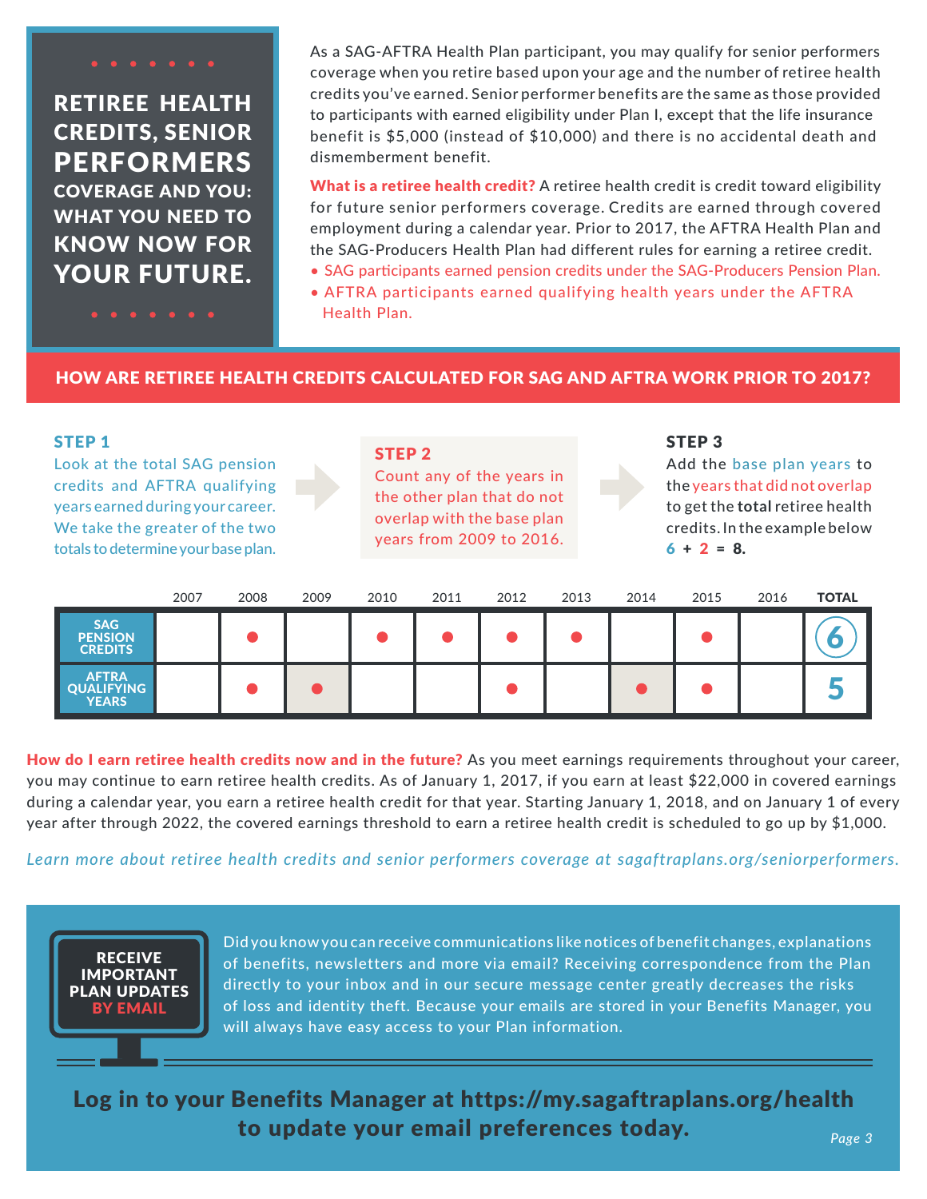# RETIREE HEALTH CREDITS, SENIOR PERFORMERS COVERAGE AND YOU: WHAT YOU NEED TO KNOW NOW FOR YOUR FUTURE.

As a SAG-AFTRA Health Plan participant, you may qualify for senior performers coverage when you retire based upon your age and the number of retiree health credits you've earned. Senior performer benefits are the same as those provided to participants with earned eligibility under Plan I, except that the life insurance benefit is $5,000 (instead of $10,000) and there is no accidental death and dismemberment benefit.

**What is a retiree health credit?** A retiree health credit is credit toward eligibility for future senior performers coverage. Credits are earned through covered employment during a calendar year. Prior to 2017, the AFTRA Health Plan and the SAG-Producers Health Plan had different rules for earning a retiree credit.

- SAG participants earned pension credits under the SAG-Producers Pension Plan.
- AFTRA participants earned qualifying health years under the AFTRA Health Plan.

## HOW ARE RETIREE HEALTH CREDITS CALCULATED FOR SAG AND AFTRA WORK PRIOR TO 2017?

**STEP 1**
Look at the total SAG pension credits and AFTRA qualifying years earned during your career. We take the greater of the two totals to determine your base plan.

**STEP 2**
Count any of the years in the other plan that do not overlap with the base plan years from 2009 to 2016.

**STEP 3**
Add the base plan years to the years that did not overlap to get the **total** retiree health credits. In the example below 6 + 2 = **8.**

| | 2007 | 2008 | 2009 | 2010 | 2011 | 2012 | 2013 | 2014 | 2015 | 2016 | TOTAL |
|---|---|---|---|---|---|---|---|---|---|---|---|
| SAG PENSION CREDITS | | ● | | ● | ● | ● | ● | | ● | | 6 |
| AFTRA QUALIFYING YEARS | | ● | ● | | | ● | | ● | ● | | 5 |

**How do I earn retiree health credits now and in the future?** As you meet earnings requirements throughout your career, you may continue to earn retiree health credits. As of January 1, 2017, if you earn at least $22,000 in covered earnings during a calendar year, you earn a retiree health credit for that year. Starting January 1, 2018, and on January 1 of every year after through 2022, the covered earnings threshold to earn a retiree health credit is scheduled to go up by $1,000.

*Learn more about retiree health credits and senior performers coverage at sagaftraplans.org/seniorperformers.*

**RECEIVE IMPORTANT PLAN UPDATES BY EMAIL**

Did you know you can receive communications like notices of benefit changes, explanations of benefits, newsletters and more via email? Receiving correspondence from the Plan directly to your inbox and in our secure message center greatly decreases the risks of loss and identity theft. Because your emails are stored in your Benefits Manager, you will always have easy access to your Plan information.

**Log in to your Benefits Manager at https://my.sagaftraplans.org/health to update your email preferences today.**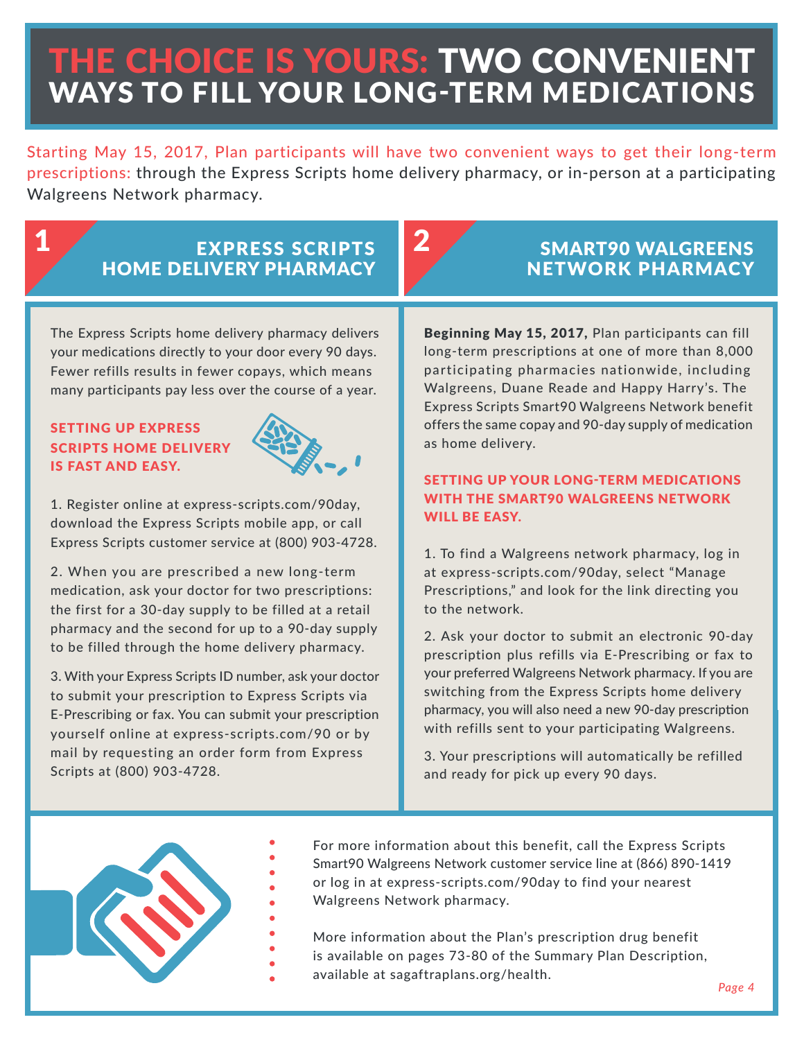# THE CHOICE IS YOURS: TWO CONVENIENT WAYS TO FILL YOUR LONG-TERM MEDICATIONS

Starting May 15, 2017, Plan participants will have two convenient ways to get their long-term prescriptions: through the Express Scripts home delivery pharmacy, or in-person at a participating Walgreens Network pharmacy.

## 1 EXPRESS SCRIPTS HOME DELIVERY PHARMACY

The Express Scripts home delivery pharmacy delivers your medications directly to your door every 90 days. Fewer refills results in fewer copays, which means many participants pay less over the course of a year.

### SETTING UP EXPRESS SCRIPTS HOME DELIVERY IS FAST AND EASY.

1. Register online at express-scripts.com/90day, download the Express Scripts mobile app, or call Express Scripts customer service at (800) 903-4728.

2. When you are prescribed a new long-term medication, ask your doctor for two prescriptions: the first for a 30-day supply to be filled at a retail pharmacy and the second for up to a 90-day supply to be filled through the home delivery pharmacy.

3. With your Express Scripts ID number, ask your doctor to submit your prescription to Express Scripts via E-Prescribing or fax. You can submit your prescription yourself online at express-scripts.com/90 or by mail by requesting an order form from Express Scripts at (800) 903-4728.

## 2 SMART90 WALGREENS NETWORK PHARMACY

**Beginning May 15, 2017,** Plan participants can fill long-term prescriptions at one of more than 8,000 participating pharmacies nationwide, including Walgreens, Duane Reade and Happy Harry's. The Express Scripts Smart90 Walgreens Network benefit offers the same copay and 90-day supply of medication as home delivery.

### SETTING UP YOUR LONG-TERM MEDICATIONS WITH THE SMART90 WALGREENS NETWORK WILL BE EASY.

1. To find a Walgreens network pharmacy, log in at express-scripts.com/90day, select "Manage Prescriptions," and look for the link directing you to the network.

2. Ask your doctor to submit an electronic 90-day prescription plus refills via E-Prescribing or fax to your preferred Walgreens Network pharmacy. If you are switching from the Express Scripts home delivery pharmacy, you will also need a new 90-day prescription with refills sent to your participating Walgreens.

3. Your prescriptions will automatically be refilled and ready for pick up every 90 days.

For more information about this benefit, call the Express Scripts Smart90 Walgreens Network customer service line at (866) 890-1419 or log in at express-scripts.com/90day to find your nearest Walgreens Network pharmacy.

More information about the Plan's prescription drug benefit is available on pages 73-80 of the Summary Plan Description, available at sagaftraplans.org/health.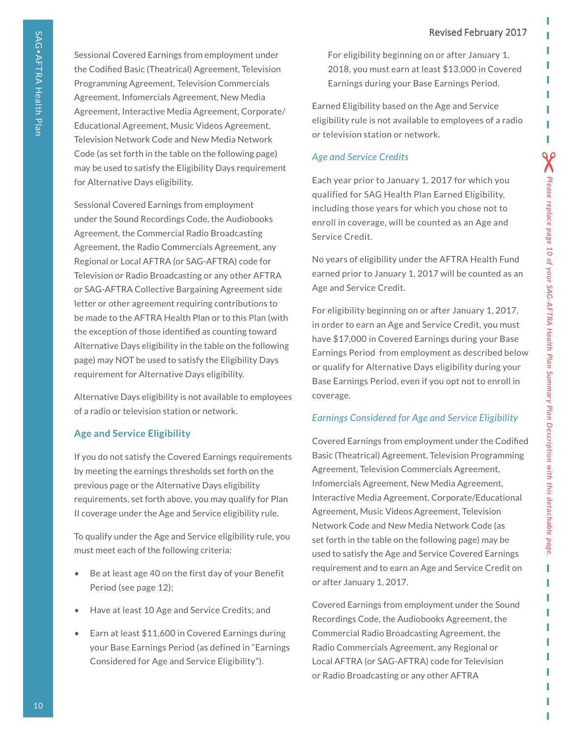Sessional Covered Earnings from employment under the Codified Basic (Theatrical) Agreement, Television Programming Agreement, Television Commercials Agreement, Infomercials Agreement, New Media Agreement, Interactive Media Agreement, Corporate/Educational Agreement, Music Videos Agreement, Television Network Code and New Media Network Code (as set forth in the table on the following page) may be used to satisfy the Eligibility Days requirement for Alternative Days eligibility.

Sessional Covered Earnings from employment under the Sound Recordings Code, the Audiobooks Agreement, the Commercial Radio Broadcasting Agreement, the Radio Commercials Agreement, any Regional or Local AFTRA (or SAG-AFTRA) code for Television or Radio Broadcasting or any other AFTRA or SAG-AFTRA Collective Bargaining Agreement side letter or other agreement requiring contributions to be made to the AFTRA Health Plan or to this Plan (with the exception of those identified as counting toward Alternative Days eligibility in the table on the following page) may NOT be used to satisfy the Eligibility Days requirement for Alternative Days eligibility.

Alternative Days eligibility is not available to employees of a radio or television station or network.

## Age and Service Eligibility

If you do not satisfy the Covered Earnings requirements by meeting the earnings thresholds set forth on the previous page or the Alternative Days eligibility requirements, set forth above, you may qualify for Plan II coverage under the Age and Service eligibility rule.

To qualify under the Age and Service eligibility rule, you must meet each of the following criteria:

- Be at least age 40 on the first day of your Benefit Period (see page 12);
- Have at least 10 Age and Service Credits; and
- Earn at least $11,600 in Covered Earnings during your Base Earnings Period (as defined in "Earnings Considered for Age and Service Eligibility").

  For eligibility beginning on or after January 1, 2018, you must earn at least $13,000 in Covered Earnings during your Base Earnings Period.

Earned Eligibility based on the Age and Service eligibility rule is not available to employees of a radio or television station or network.

### *Age and Service Credits*

Each year prior to January 1, 2017 for which you qualified for SAG Health Plan Earned Eligibility, including those years for which you chose not to enroll in coverage, will be counted as an Age and Service Credit.

No years of eligibility under the AFTRA Health Fund earned prior to January 1, 2017 will be counted as an Age and Service Credit.

For eligibility beginning on or after January 1, 2017, in order to earn an Age and Service Credit, you must have $17,000 in Covered Earnings during your Base Earnings Period from employment as described below or qualify for Alternative Days eligibility during your Base Earnings Period, even if you opt not to enroll in coverage.

### *Earnings Considered for Age and Service Eligibility*

Covered Earnings from employment under the Codified Basic (Theatrical) Agreement, Television Programming Agreement, Television Commercials Agreement, Infomercials Agreement, New Media Agreement, Interactive Media Agreement, Corporate/Educational Agreement, Music Videos Agreement, Television Network Code and New Media Network Code (as set forth in the table on the following page) may be used to satisfy the Age and Service Covered Earnings requirement and to earn an Age and Service Credit on or after January 1, 2017.

Covered Earnings from employment under the Sound Recordings Code, the Audiobooks Agreement, the Commercial Radio Broadcasting Agreement, the Radio Commercials Agreement, any Regional or Local AFTRA (or SAG-AFTRA) code for Television or Radio Broadcasting or any other AFTRA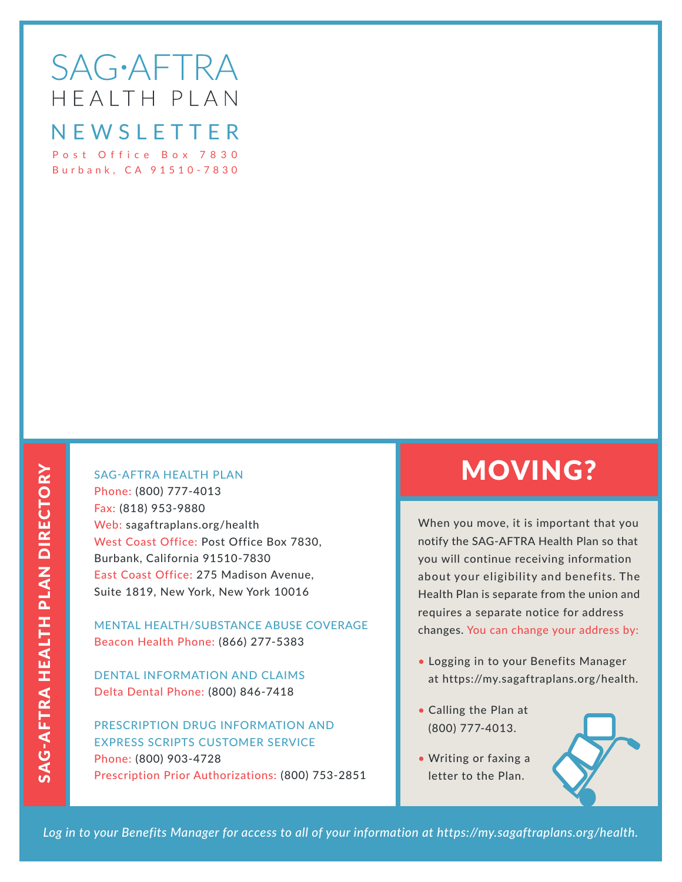# SAG·AFTRA HEALTH PLAN NEWSLETTER

Post Office Box 7830
Burbank, CA 91510-7830

## SAG-AFTRA HEALTH PLAN DIRECTORY

**SAG-AFTRA HEALTH PLAN**
Phone: (800) 777-4013
Fax: (818) 953-9880
Web: sagaftraplans.org/health
West Coast Office: Post Office Box 7830, Burbank, California 91510-7830
East Coast Office: 275 Madison Avenue, Suite 1819, New York, New York 10016

**MENTAL HEALTH/SUBSTANCE ABUSE COVERAGE**
Beacon Health Phone: (866) 277-5383

**DENTAL INFORMATION AND CLAIMS**
Delta Dental Phone: (800) 846-7418

**PRESCRIPTION DRUG INFORMATION AND EXPRESS SCRIPTS CUSTOMER SERVICE**
Phone: (800) 903-4728
Prescription Prior Authorizations: (800) 753-2851

## MOVING?

When you move, it is important that you notify the SAG-AFTRA Health Plan so that you will continue receiving information about your eligibility and benefits. The Health Plan is separate from the union and requires a separate notice for address changes. You can change your address by:

- Logging in to your Benefits Manager at https://my.sagaftraplans.org/health.
- Calling the Plan at (800) 777-4013.
- Writing or faxing a letter to the Plan.

*Log in to your Benefits Manager for access to all of your information at https://my.sagaftraplans.org/health.*